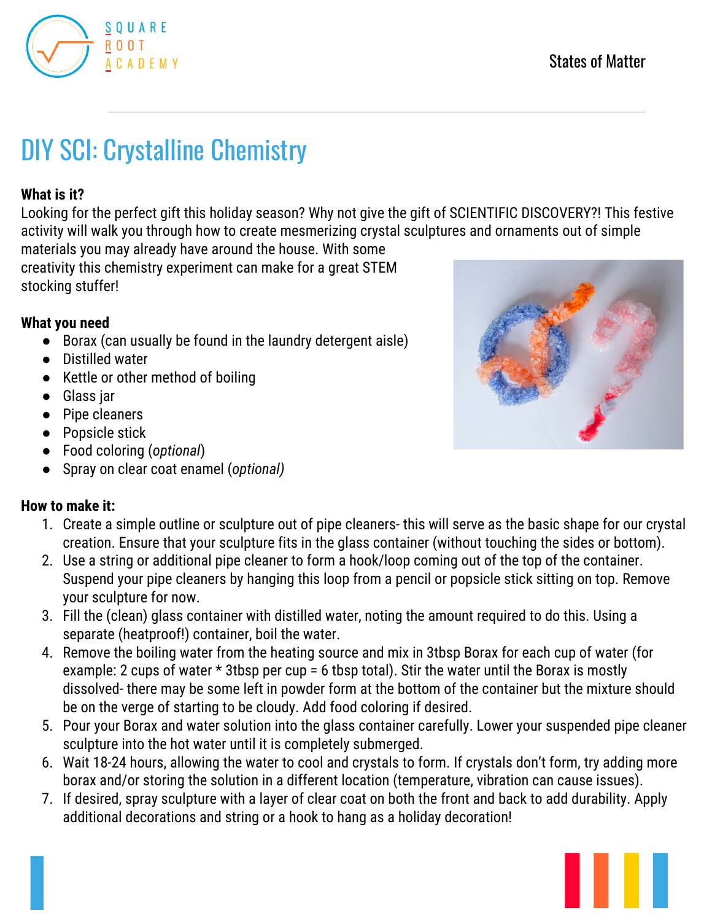# DIY SCI: Crystalline Chemistry

**What is it?**

Looking for the perfect gift this holiday season? Why not give the gift of SCIENTIFIC DISCOVERY?! This festive activity will walk you through how to create mesmerizing crystal sculptures and ornaments out of simple materials you may already have around the house. With some creativity this chemistry experiment can make for a great STEM stocking stuffer!

**What you need**

- Borax (can usually be found in the laundry detergent aisle)
- Distilled water
- Kettle or other method of boiling
- Glass jar
- Pipe cleaners
- Popsicle stick
- Food coloring (*optional*)
- Spray on clear coat enamel (*optional)*

**How to make it:**

1. Create a simple outline or sculpture out of pipe cleaners- this will serve as the basic shape for our crystal creation. Ensure that your sculpture fits in the glass container (without touching the sides or bottom).
2. Use a string or additional pipe cleaner to form a hook/loop coming out of the top of the container. Suspend your pipe cleaners by hanging this loop from a pencil or popsicle stick sitting on top. Remove your sculpture for now.
3. Fill the (clean) glass container with distilled water, noting the amount required to do this. Using a separate (heatproof!) container, boil the water.
4. Remove the boiling water from the heating source and mix in 3tbsp Borax for each cup of water (for example: 2 cups of water * 3tbsp per cup = 6 tbsp total). Stir the water until the Borax is mostly dissolved- there may be some left in powder form at the bottom of the container but the mixture should be on the verge of starting to be cloudy. Add food coloring if desired.
5. Pour your Borax and water solution into the glass container carefully. Lower your suspended pipe cleaner sculpture into the hot water until it is completely submerged.
6. Wait 18-24 hours, allowing the water to cool and crystals to form. If crystals don't form, try adding more borax and/or storing the solution in a different location (temperature, vibration can cause issues).
7. If desired, spray sculpture with a layer of clear coat on both the front and back to add durability. Apply additional decorations and string or a hook to hang as a holiday decoration!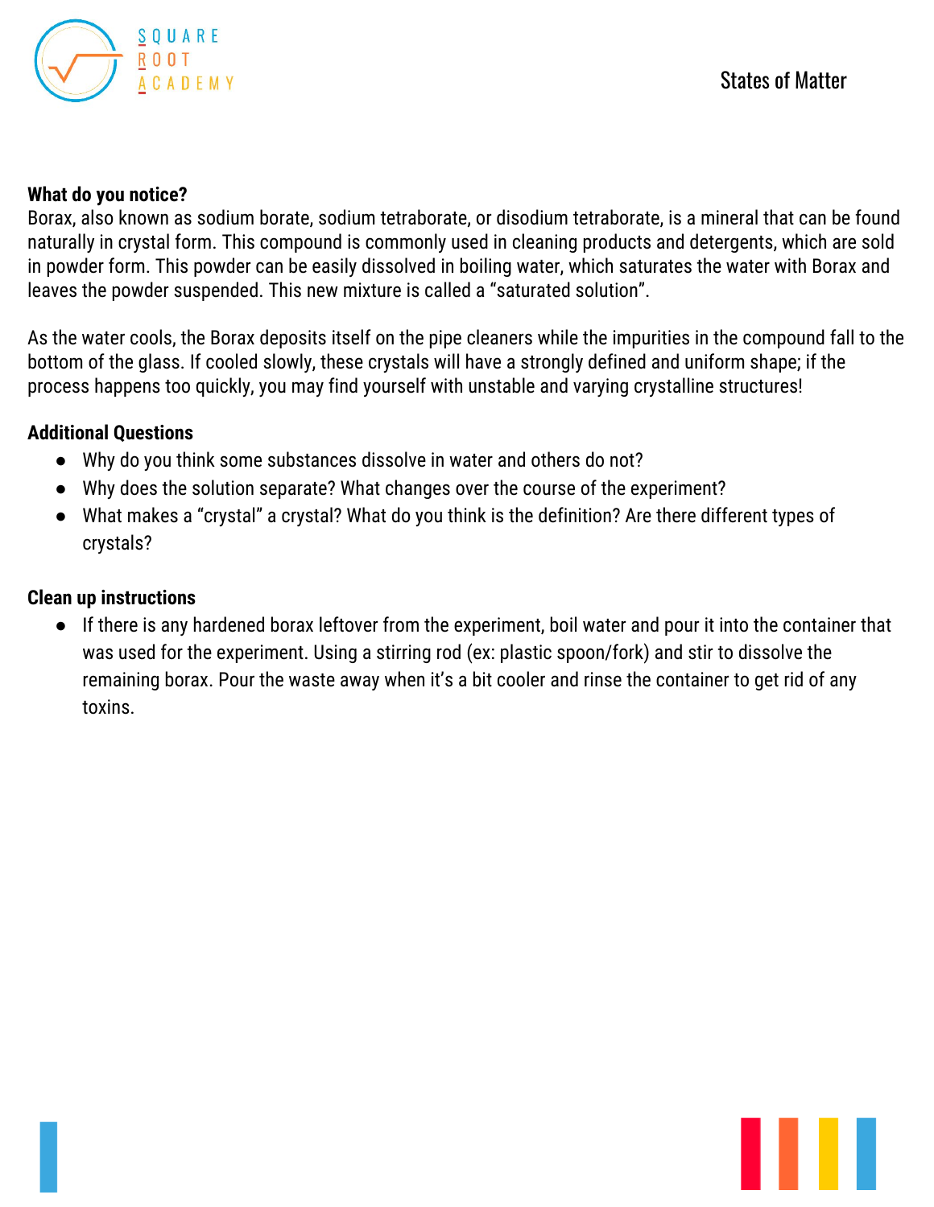**What do you notice?**

Borax, also known as sodium borate, sodium tetraborate, or disodium tetraborate, is a mineral that can be found naturally in crystal form. This compound is commonly used in cleaning products and detergents, which are sold in powder form. This powder can be easily dissolved in boiling water, which saturates the water with Borax and leaves the powder suspended. This new mixture is called a "saturated solution".

As the water cools, the Borax deposits itself on the pipe cleaners while the impurities in the compound fall to the bottom of the glass. If cooled slowly, these crystals will have a strongly defined and uniform shape; if the process happens too quickly, you may find yourself with unstable and varying crystalline structures!

**Additional Questions**

- Why do you think some substances dissolve in water and others do not?
- Why does the solution separate? What changes over the course of the experiment?
- What makes a "crystal" a crystal? What do you think is the definition? Are there different types of crystals?

**Clean up instructions**

- If there is any hardened borax leftover from the experiment, boil water and pour it into the container that was used for the experiment. Using a stirring rod (ex: plastic spoon/fork) and stir to dissolve the remaining borax. Pour the waste away when it's a bit cooler and rinse the container to get rid of any toxins.